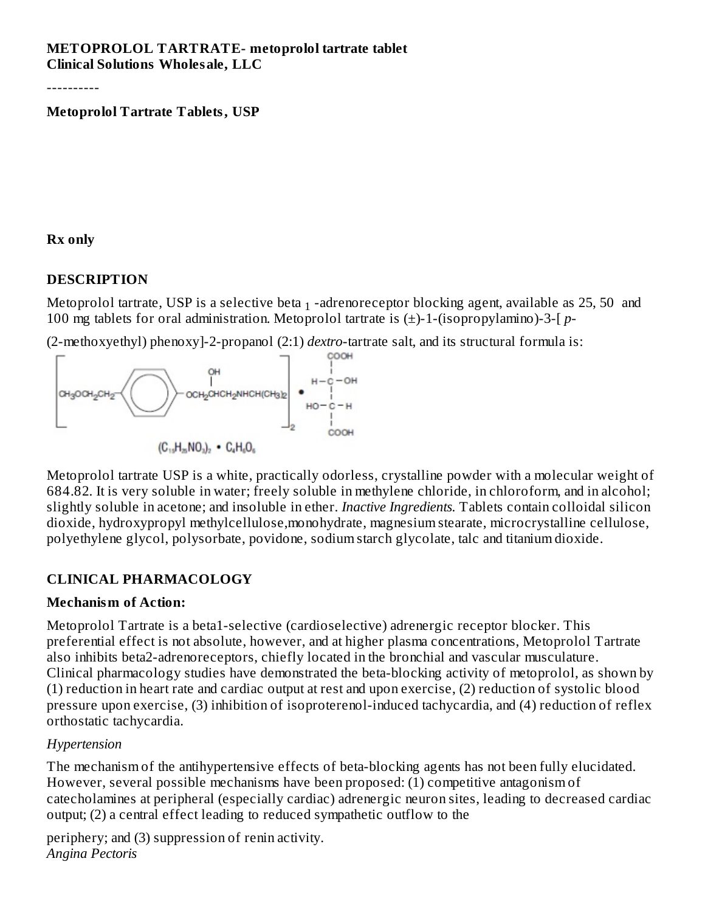**METOPROLOL TARTRATE- metoprolol tartrate tablet**
**Clinical Solutions Wholesale, LLC**

----------

**Metoprolol Tartrate Tablets, USP**

**Rx only**

## DESCRIPTION

Metoprolol tartrate, USP is a selective beta $_1$ -adrenoreceptor blocking agent, available as 25, 50 and 100 mg tablets for oral administration. Metoprolol tartrate is (±)-1-(isopropylamino)-3-[ *p*-(2-methoxyethyl) phenoxy]-2-propanol (2:1) *dextro*-tartrate salt, and its structural formula is:

$$\left[ CH_3OCH_2CH_2-C_6H_4-OCH_2CH(OH)CH_2NHCH(CH_3)_2 \right]_2 \bullet HOOC-CH(OH)-CH(OH)-COOH$$

$(C_{15}H_{25}NO_3)_2 \bullet C_4H_6O_6$

Metoprolol tartrate USP is a white, practically odorless, crystalline powder with a molecular weight of 684.82. It is very soluble in water; freely soluble in methylene chloride, in chloroform, and in alcohol; slightly soluble in acetone; and insoluble in ether. *Inactive Ingredients.* Tablets contain colloidal silicon dioxide, hydroxypropyl methylcellulose,monohydrate, magnesium stearate, microcrystalline cellulose, polyethylene glycol, polysorbate, povidone, sodium starch glycolate, talc and titanium dioxide.

## CLINICAL PHARMACOLOGY

### Mechanism of Action:

Metoprolol Tartrate is a beta1-selective (cardioselective) adrenergic receptor blocker. This preferential effect is not absolute, however, and at higher plasma concentrations, Metoprolol Tartrate also inhibits beta2-adrenoreceptors, chiefly located in the bronchial and vascular musculature. Clinical pharmacology studies have demonstrated the beta-blocking activity of metoprolol, as shown by (1) reduction in heart rate and cardiac output at rest and upon exercise, (2) reduction of systolic blood pressure upon exercise, (3) inhibition of isoproterenol-induced tachycardia, and (4) reduction of reflex orthostatic tachycardia.

*Hypertension*

The mechanism of the antihypertensive effects of beta-blocking agents has not been fully elucidated. However, several possible mechanisms have been proposed: (1) competitive antagonism of catecholamines at peripheral (especially cardiac) adrenergic neuron sites, leading to decreased cardiac output; (2) a central effect leading to reduced sympathetic outflow to the periphery; and (3) suppression of renin activity.

*Angina Pectoris*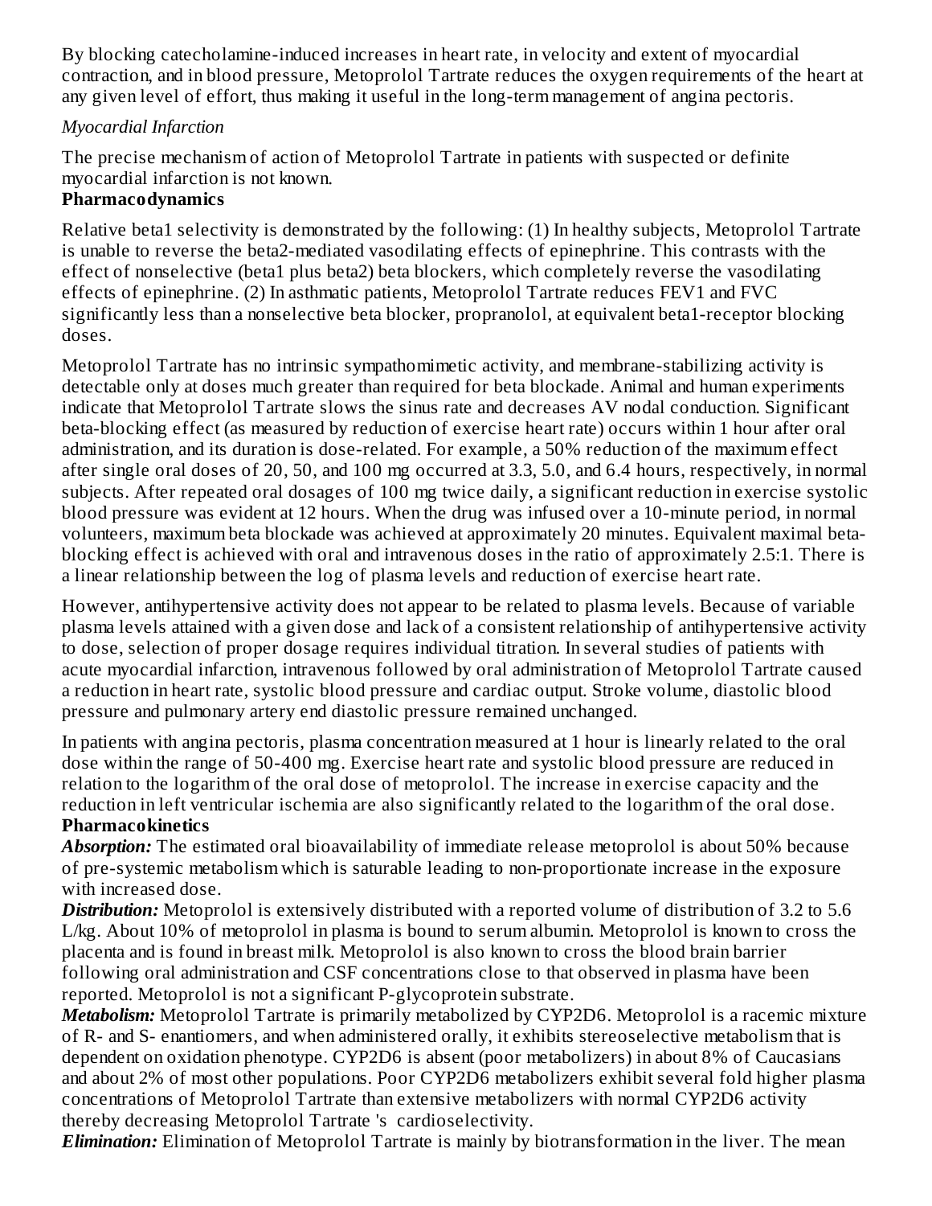By blocking catecholamine-induced increases in heart rate, in velocity and extent of myocardial contraction, and in blood pressure, Metoprolol Tartrate reduces the oxygen requirements of the heart at any given level of effort, thus making it useful in the long-term management of angina pectoris.

*Myocardial Infarction*

The precise mechanism of action of Metoprolol Tartrate in patients with suspected or definite myocardial infarction is not known.

**Pharmacodynamics**

Relative beta1 selectivity is demonstrated by the following: (1) In healthy subjects, Metoprolol Tartrate is unable to reverse the beta2-mediated vasodilating effects of epinephrine. This contrasts with the effect of nonselective (beta1 plus beta2) beta blockers, which completely reverse the vasodilating effects of epinephrine. (2) In asthmatic patients, Metoprolol Tartrate reduces FEV1 and FVC significantly less than a nonselective beta blocker, propranolol, at equivalent beta1-receptor blocking doses.

Metoprolol Tartrate has no intrinsic sympathomimetic activity, and membrane-stabilizing activity is detectable only at doses much greater than required for beta blockade. Animal and human experiments indicate that Metoprolol Tartrate slows the sinus rate and decreases AV nodal conduction. Significant beta-blocking effect (as measured by reduction of exercise heart rate) occurs within 1 hour after oral administration, and its duration is dose-related. For example, a 50% reduction of the maximum effect after single oral doses of 20, 50, and 100 mg occurred at 3.3, 5.0, and 6.4 hours, respectively, in normal subjects. After repeated oral dosages of 100 mg twice daily, a significant reduction in exercise systolic blood pressure was evident at 12 hours. When the drug was infused over a 10-minute period, in normal volunteers, maximum beta blockade was achieved at approximately 20 minutes. Equivalent maximal beta-blocking effect is achieved with oral and intravenous doses in the ratio of approximately 2.5:1. There is a linear relationship between the log of plasma levels and reduction of exercise heart rate.

However, antihypertensive activity does not appear to be related to plasma levels. Because of variable plasma levels attained with a given dose and lack of a consistent relationship of antihypertensive activity to dose, selection of proper dosage requires individual titration. In several studies of patients with acute myocardial infarction, intravenous followed by oral administration of Metoprolol Tartrate caused a reduction in heart rate, systolic blood pressure and cardiac output. Stroke volume, diastolic blood pressure and pulmonary artery end diastolic pressure remained unchanged.

In patients with angina pectoris, plasma concentration measured at 1 hour is linearly related to the oral dose within the range of 50-400 mg. Exercise heart rate and systolic blood pressure are reduced in relation to the logarithm of the oral dose of metoprolol. The increase in exercise capacity and the reduction in left ventricular ischemia are also significantly related to the logarithm of the oral dose.

**Pharmacokinetics**

***Absorption:*** The estimated oral bioavailability of immediate release metoprolol is about 50% because of pre-systemic metabolism which is saturable leading to non-proportionate increase in the exposure with increased dose.

***Distribution:*** Metoprolol is extensively distributed with a reported volume of distribution of 3.2 to 5.6 L/kg. About 10% of metoprolol in plasma is bound to serum albumin. Metoprolol is known to cross the placenta and is found in breast milk. Metoprolol is also known to cross the blood brain barrier following oral administration and CSF concentrations close to that observed in plasma have been reported. Metoprolol is not a significant P-glycoprotein substrate.

***Metabolism:*** Metoprolol Tartrate is primarily metabolized by CYP2D6. Metoprolol is a racemic mixture of R- and S- enantiomers, and when administered orally, it exhibits stereoselective metabolism that is dependent on oxidation phenotype. CYP2D6 is absent (poor metabolizers) in about 8% of Caucasians and about 2% of most other populations. Poor CYP2D6 metabolizers exhibit several fold higher plasma concentrations of Metoprolol Tartrate than extensive metabolizers with normal CYP2D6 activity thereby decreasing Metoprolol Tartrate 's cardioselectivity.

***Elimination:*** Elimination of Metoprolol Tartrate is mainly by biotransformation in the liver. The mean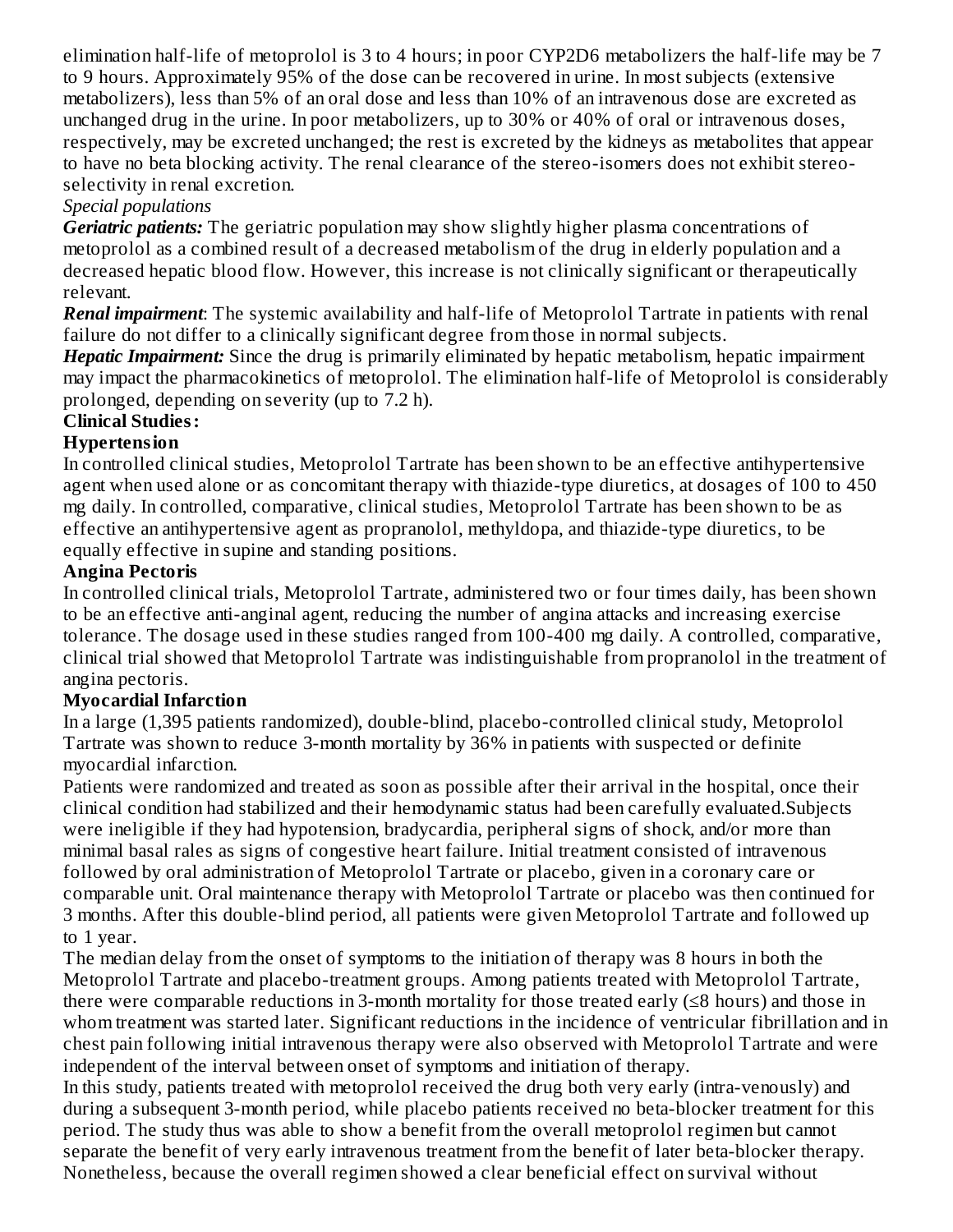elimination half-life of metoprolol is 3 to 4 hours; in poor CYP2D6 metabolizers the half-life may be 7 to 9 hours. Approximately 95% of the dose can be recovered in urine. In most subjects (extensive metabolizers), less than 5% of an oral dose and less than 10% of an intravenous dose are excreted as unchanged drug in the urine. In poor metabolizers, up to 30% or 40% of oral or intravenous doses, respectively, may be excreted unchanged; the rest is excreted by the kidneys as metabolites that appear to have no beta blocking activity. The renal clearance of the stereo-isomers does not exhibit stereo-selectivity in renal excretion.

*Special populations*

***Geriatric patients:*** The geriatric population may show slightly higher plasma concentrations of metoprolol as a combined result of a decreased metabolism of the drug in elderly population and a decreased hepatic blood flow. However, this increase is not clinically significant or therapeutically relevant.

***Renal impairment***: The systemic availability and half-life of Metoprolol Tartrate in patients with renal failure do not differ to a clinically significant degree from those in normal subjects.

***Hepatic Impairment:*** Since the drug is primarily eliminated by hepatic metabolism, hepatic impairment may impact the pharmacokinetics of metoprolol. The elimination half-life of Metoprolol is considerably prolonged, depending on severity (up to 7.2 h).

**Clinical Studies:**

**Hypertension**

In controlled clinical studies, Metoprolol Tartrate has been shown to be an effective antihypertensive agent when used alone or as concomitant therapy with thiazide-type diuretics, at dosages of 100 to 450 mg daily. In controlled, comparative, clinical studies, Metoprolol Tartrate has been shown to be as effective an antihypertensive agent as propranolol, methyldopa, and thiazide-type diuretics, to be equally effective in supine and standing positions.

**Angina Pectoris**

In controlled clinical trials, Metoprolol Tartrate, administered two or four times daily, has been shown to be an effective anti-anginal agent, reducing the number of angina attacks and increasing exercise tolerance. The dosage used in these studies ranged from 100-400 mg daily. A controlled, comparative, clinical trial showed that Metoprolol Tartrate was indistinguishable from propranolol in the treatment of angina pectoris.

**Myocardial Infarction**

In a large (1,395 patients randomized), double-blind, placebo-controlled clinical study, Metoprolol Tartrate was shown to reduce 3-month mortality by 36% in patients with suspected or definite myocardial infarction.

Patients were randomized and treated as soon as possible after their arrival in the hospital, once their clinical condition had stabilized and their hemodynamic status had been carefully evaluated.Subjects were ineligible if they had hypotension, bradycardia, peripheral signs of shock, and/or more than minimal basal rales as signs of congestive heart failure. Initial treatment consisted of intravenous followed by oral administration of Metoprolol Tartrate or placebo, given in a coronary care or comparable unit. Oral maintenance therapy with Metoprolol Tartrate or placebo was then continued for 3 months. After this double-blind period, all patients were given Metoprolol Tartrate and followed up to 1 year.

The median delay from the onset of symptoms to the initiation of therapy was 8 hours in both the Metoprolol Tartrate and placebo-treatment groups. Among patients treated with Metoprolol Tartrate, there were comparable reductions in 3-month mortality for those treated early (≤8 hours) and those in whom treatment was started later. Significant reductions in the incidence of ventricular fibrillation and in chest pain following initial intravenous therapy were also observed with Metoprolol Tartrate and were independent of the interval between onset of symptoms and initiation of therapy.

In this study, patients treated with metoprolol received the drug both very early (intra-venously) and during a subsequent 3-month period, while placebo patients received no beta-blocker treatment for this period. The study thus was able to show a benefit from the overall metoprolol regimen but cannot separate the benefit of very early intravenous treatment from the benefit of later beta-blocker therapy. Nonetheless, because the overall regimen showed a clear beneficial effect on survival without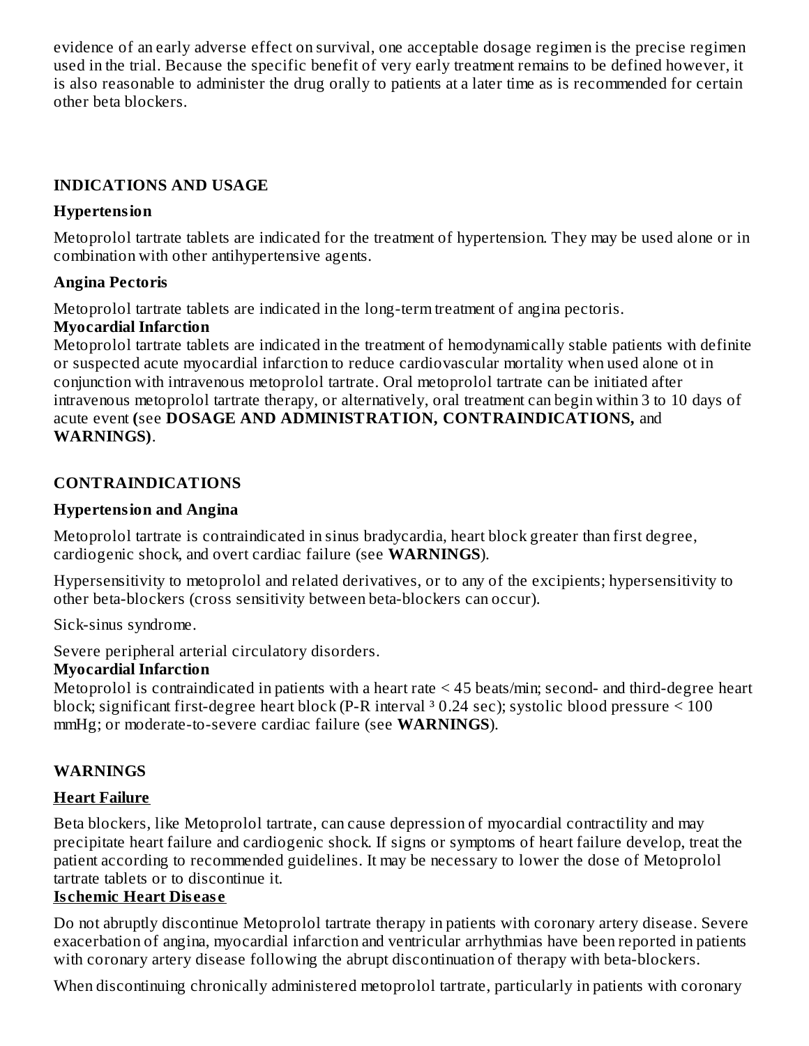evidence of an early adverse effect on survival, one acceptable dosage regimen is the precise regimen used in the trial. Because the specific benefit of very early treatment remains to be defined however, it is also reasonable to administer the drug orally to patients at a later time as is recommended for certain other beta blockers.

## INDICATIONS AND USAGE

### Hypertension

Metoprolol tartrate tablets are indicated for the treatment of hypertension. They may be used alone or in combination with other antihypertensive agents.

### Angina Pectoris

Metoprolol tartrate tablets are indicated in the long-term treatment of angina pectoris.

### Myocardial Infarction

Metoprolol tartrate tablets are indicated in the treatment of hemodynamically stable patients with definite or suspected acute myocardial infarction to reduce cardiovascular mortality when used alone ot in conjunction with intravenous metoprolol tartrate. Oral metoprolol tartrate can be initiated after intravenous metoprolol tartrate therapy, or alternatively, oral treatment can begin within 3 to 10 days of acute event **(**see **DOSAGE AND ADMINISTRATION, CONTRAINDICATIONS,** and **WARNINGS)**.

## CONTRAINDICATIONS

### Hypertension and Angina

Metoprolol tartrate is contraindicated in sinus bradycardia, heart block greater than first degree, cardiogenic shock, and overt cardiac failure (see **WARNINGS**).

Hypersensitivity to metoprolol and related derivatives, or to any of the excipients; hypersensitivity to other beta-blockers (cross sensitivity between beta-blockers can occur).

Sick-sinus syndrome.

Severe peripheral arterial circulatory disorders.

### Myocardial Infarction

Metoprolol is contraindicated in patients with a heart rate < 45 beats/min; second- and third-degree heart block; significant first-degree heart block (P-R interval ³ 0.24 sec); systolic blood pressure < 100 mmHg; or moderate-to-severe cardiac failure (see **WARNINGS**).

## WARNINGS

### Heart Failure

Beta blockers, like Metoprolol tartrate, can cause depression of myocardial contractility and may precipitate heart failure and cardiogenic shock. If signs or symptoms of heart failure develop, treat the patient according to recommended guidelines. It may be necessary to lower the dose of Metoprolol tartrate tablets or to discontinue it.

### Ischemic Heart Disease

Do not abruptly discontinue Metoprolol tartrate therapy in patients with coronary artery disease. Severe exacerbation of angina, myocardial infarction and ventricular arrhythmias have been reported in patients with coronary artery disease following the abrupt discontinuation of therapy with beta-blockers.

When discontinuing chronically administered metoprolol tartrate, particularly in patients with coronary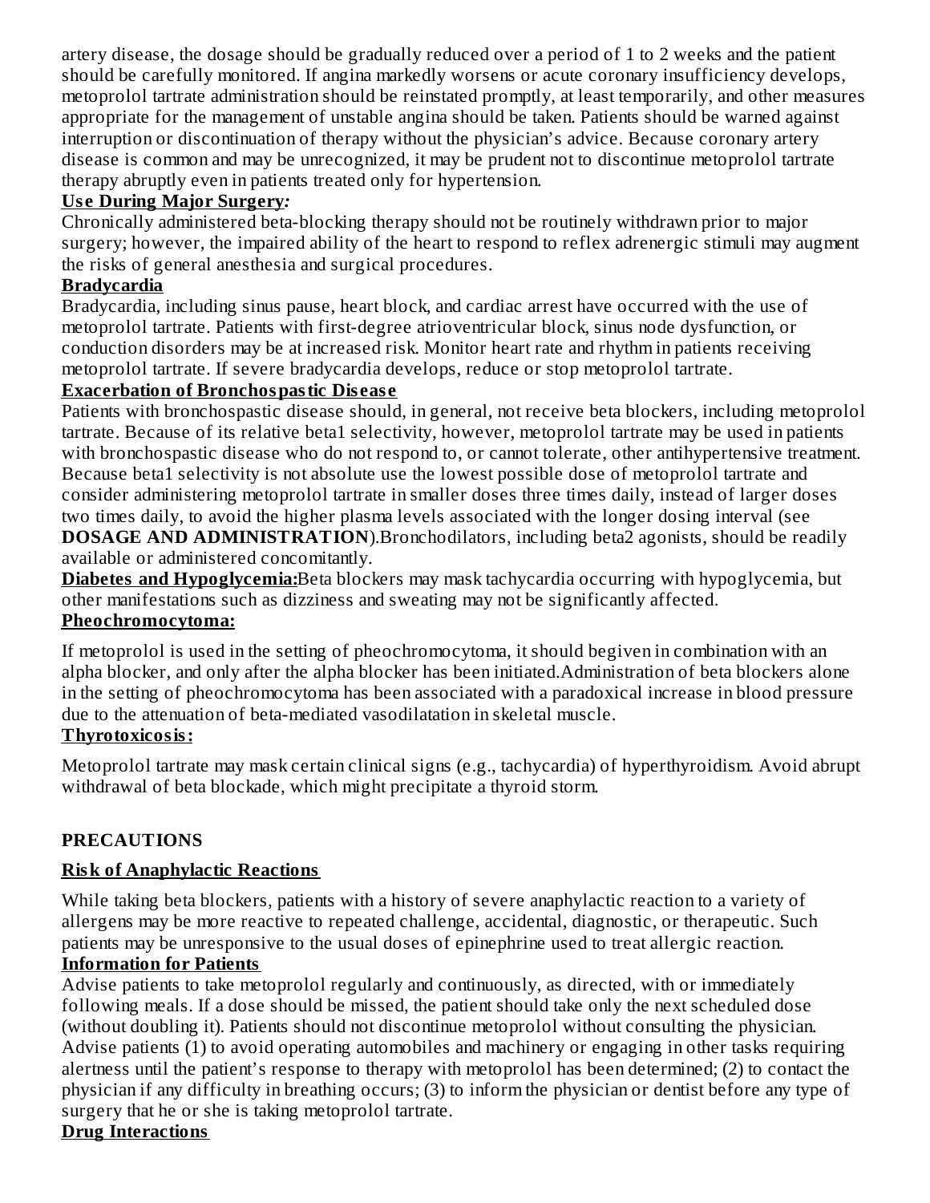artery disease, the dosage should be gradually reduced over a period of 1 to 2 weeks and the patient should be carefully monitored. If angina markedly worsens or acute coronary insufficiency develops, metoprolol tartrate administration should be reinstated promptly, at least temporarily, and other measures appropriate for the management of unstable angina should be taken. Patients should be warned against interruption or discontinuation of therapy without the physician's advice. Because coronary artery disease is common and may be unrecognized, it may be prudent not to discontinue metoprolol tartrate therapy abruptly even in patients treated only for hypertension.

**Use During Major Surgery:**

Chronically administered beta-blocking therapy should not be routinely withdrawn prior to major surgery; however, the impaired ability of the heart to respond to reflex adrenergic stimuli may augment the risks of general anesthesia and surgical procedures.

**Bradycardia**

Bradycardia, including sinus pause, heart block, and cardiac arrest have occurred with the use of metoprolol tartrate. Patients with first-degree atrioventricular block, sinus node dysfunction, or conduction disorders may be at increased risk. Monitor heart rate and rhythm in patients receiving metoprolol tartrate. If severe bradycardia develops, reduce or stop metoprolol tartrate.

**Exacerbation of Bronchospastic Disease**

Patients with bronchospastic disease should, in general, not receive beta blockers, including metoprolol tartrate. Because of its relative beta1 selectivity, however, metoprolol tartrate may be used in patients with bronchospastic disease who do not respond to, or cannot tolerate, other antihypertensive treatment. Because beta1 selectivity is not absolute use the lowest possible dose of metoprolol tartrate and consider administering metoprolol tartrate in smaller doses three times daily, instead of larger doses two times daily, to avoid the higher plasma levels associated with the longer dosing interval (see **DOSAGE AND ADMINISTRATION**).Bronchodilators, including beta2 agonists, should be readily available or administered concomitantly.

**Diabetes and Hypoglycemia:** Beta blockers may mask tachycardia occurring with hypoglycemia, but other manifestations such as dizziness and sweating may not be significantly affected.

**Pheochromocytoma:**

If metoprolol is used in the setting of pheochromocytoma, it should begiven in combination with an alpha blocker, and only after the alpha blocker has been initiated.Administration of beta blockers alone in the setting of pheochromocytoma has been associated with a paradoxical increase in blood pressure due to the attenuation of beta-mediated vasodilatation in skeletal muscle.

**Thyrotoxicosis:**

Metoprolol tartrate may mask certain clinical signs (e.g., tachycardia) of hyperthyroidism. Avoid abrupt withdrawal of beta blockade, which might precipitate a thyroid storm.

## PRECAUTIONS

**Risk of Anaphylactic Reactions**

While taking beta blockers, patients with a history of severe anaphylactic reaction to a variety of allergens may be more reactive to repeated challenge, accidental, diagnostic, or therapeutic. Such patients may be unresponsive to the usual doses of epinephrine used to treat allergic reaction.

**Information for Patients**

Advise patients to take metoprolol regularly and continuously, as directed, with or immediately following meals. If a dose should be missed, the patient should take only the next scheduled dose (without doubling it). Patients should not discontinue metoprolol without consulting the physician. Advise patients (1) to avoid operating automobiles and machinery or engaging in other tasks requiring alertness until the patient's response to therapy with metoprolol has been determined; (2) to contact the physician if any difficulty in breathing occurs; (3) to inform the physician or dentist before any type of surgery that he or she is taking metoprolol tartrate.

**Drug Interactions**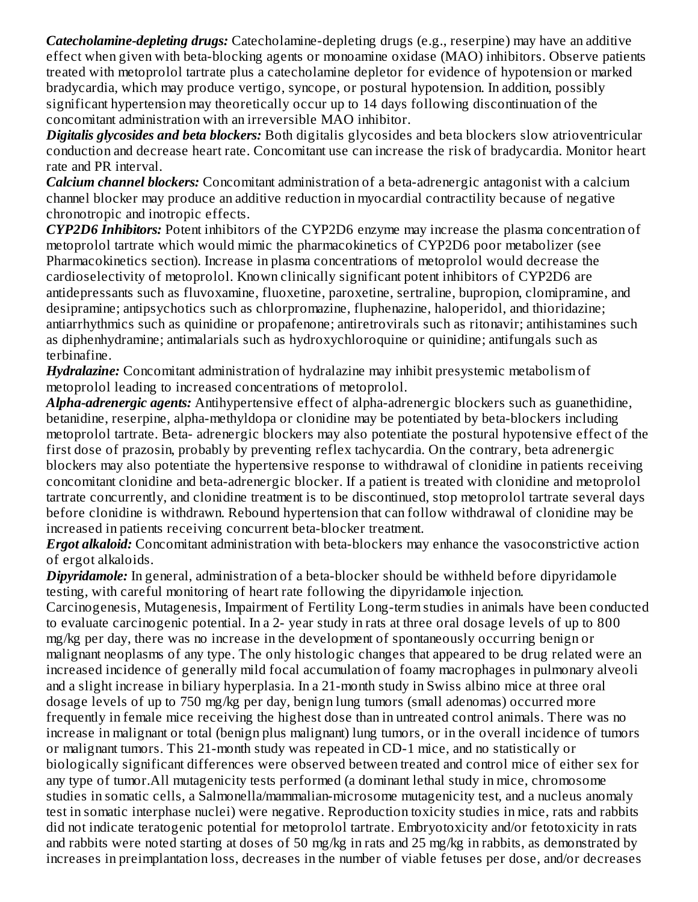***Catecholamine-depleting drugs:*** Catecholamine-depleting drugs (e.g., reserpine) may have an additive effect when given with beta-blocking agents or monoamine oxidase (MAO) inhibitors. Observe patients treated with metoprolol tartrate plus a catecholamine depletor for evidence of hypotension or marked bradycardia, which may produce vertigo, syncope, or postural hypotension. In addition, possibly significant hypertension may theoretically occur up to 14 days following discontinuation of the concomitant administration with an irreversible MAO inhibitor.

***Digitalis glycosides and beta blockers:*** Both digitalis glycosides and beta blockers slow atrioventricular conduction and decrease heart rate. Concomitant use can increase the risk of bradycardia. Monitor heart rate and PR interval.

***Calcium channel blockers:*** Concomitant administration of a beta-adrenergic antagonist with a calcium channel blocker may produce an additive reduction in myocardial contractility because of negative chronotropic and inotropic effects.

***CYP2D6 Inhibitors:*** Potent inhibitors of the CYP2D6 enzyme may increase the plasma concentration of metoprolol tartrate which would mimic the pharmacokinetics of CYP2D6 poor metabolizer (see Pharmacokinetics section). Increase in plasma concentrations of metoprolol would decrease the cardioselectivity of metoprolol. Known clinically significant potent inhibitors of CYP2D6 are antidepressants such as fluvoxamine, fluoxetine, paroxetine, sertraline, bupropion, clomipramine, and desipramine; antipsychotics such as chlorpromazine, fluphenazine, haloperidol, and thioridazine; antiarrhythmics such as quinidine or propafenone; antiretrovirals such as ritonavir; antihistamines such as diphenhydramine; antimalarials such as hydroxychloroquine or quinidine; antifungals such as terbinafine.

***Hydralazine:*** Concomitant administration of hydralazine may inhibit presystemic metabolism of metoprolol leading to increased concentrations of metoprolol.

***Alpha-adrenergic agents:*** Antihypertensive effect of alpha-adrenergic blockers such as guanethidine, betanidine, reserpine, alpha-methyldopa or clonidine may be potentiated by beta-blockers including metoprolol tartrate. Beta- adrenergic blockers may also potentiate the postural hypotensive effect of the first dose of prazosin, probably by preventing reflex tachycardia. On the contrary, beta adrenergic blockers may also potentiate the hypertensive response to withdrawal of clonidine in patients receiving concomitant clonidine and beta-adrenergic blocker. If a patient is treated with clonidine and metoprolol tartrate concurrently, and clonidine treatment is to be discontinued, stop metoprolol tartrate several days before clonidine is withdrawn. Rebound hypertension that can follow withdrawal of clonidine may be increased in patients receiving concurrent beta-blocker treatment.

***Ergot alkaloid:*** Concomitant administration with beta-blockers may enhance the vasoconstrictive action of ergot alkaloids.

***Dipyridamole:*** In general, administration of a beta-blocker should be withheld before dipyridamole testing, with careful monitoring of heart rate following the dipyridamole injection.

Carcinogenesis, Mutagenesis, Impairment of Fertility Long-term studies in animals have been conducted to evaluate carcinogenic potential. In a 2- year study in rats at three oral dosage levels of up to 800 mg/kg per day, there was no increase in the development of spontaneously occurring benign or malignant neoplasms of any type. The only histologic changes that appeared to be drug related were an increased incidence of generally mild focal accumulation of foamy macrophages in pulmonary alveoli and a slight increase in biliary hyperplasia. In a 21-month study in Swiss albino mice at three oral dosage levels of up to 750 mg/kg per day, benign lung tumors (small adenomas) occurred more frequently in female mice receiving the highest dose than in untreated control animals. There was no increase in malignant or total (benign plus malignant) lung tumors, or in the overall incidence of tumors or malignant tumors. This 21-month study was repeated in CD-1 mice, and no statistically or biologically significant differences were observed between treated and control mice of either sex for any type of tumor.All mutagenicity tests performed (a dominant lethal study in mice, chromosome studies in somatic cells, a Salmonella/mammalian-microsome mutagenicity test, and a nucleus anomaly test in somatic interphase nuclei) were negative. Reproduction toxicity studies in mice, rats and rabbits did not indicate teratogenic potential for metoprolol tartrate. Embryotoxicity and/or fetotoxicity in rats and rabbits were noted starting at doses of 50 mg/kg in rats and 25 mg/kg in rabbits, as demonstrated by increases in preimplantation loss, decreases in the number of viable fetuses per dose, and/or decreases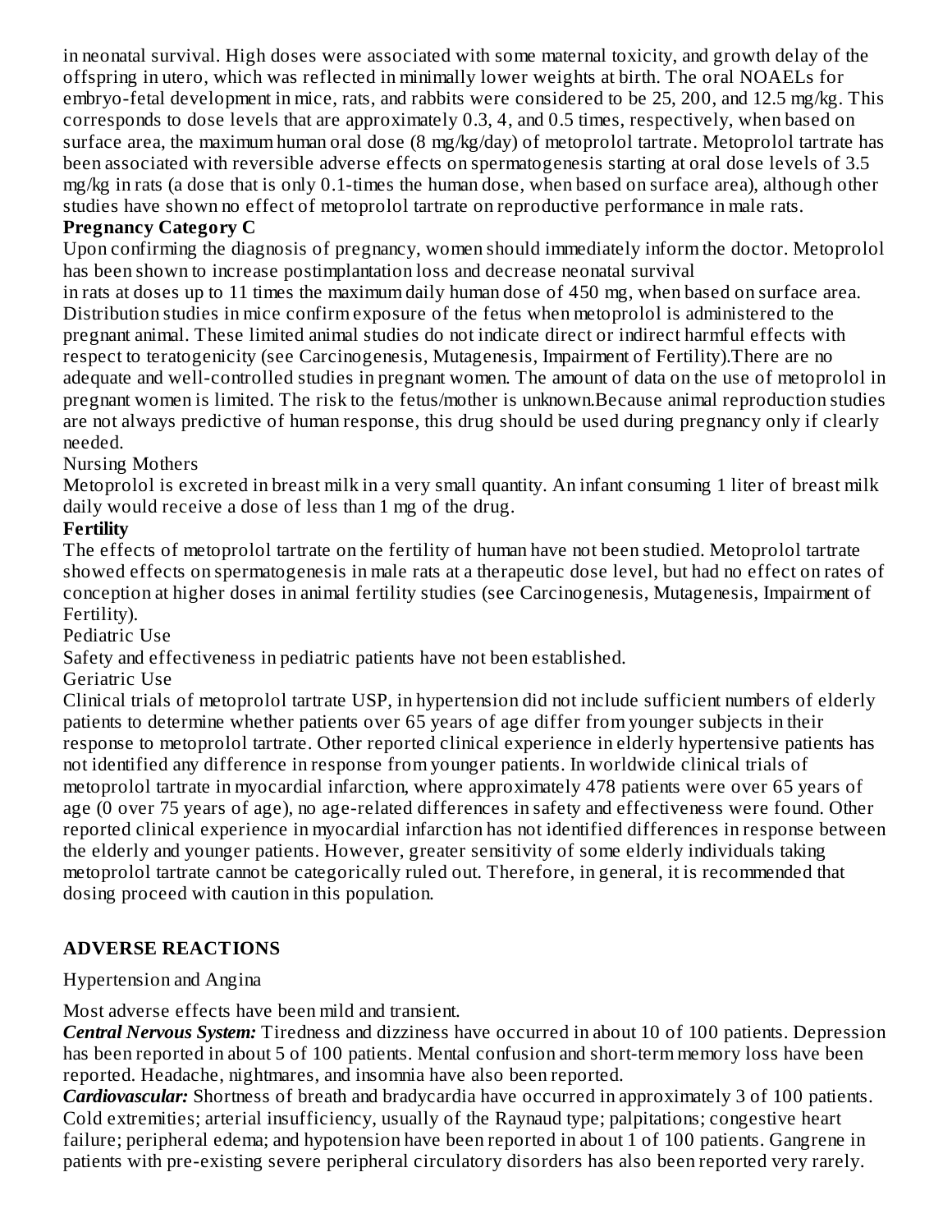in neonatal survival. High doses were associated with some maternal toxicity, and growth delay of the offspring in utero, which was reflected in minimally lower weights at birth. The oral NOAELs for embryo-fetal development in mice, rats, and rabbits were considered to be 25, 200, and 12.5 mg/kg. This corresponds to dose levels that are approximately 0.3, 4, and 0.5 times, respectively, when based on surface area, the maximum human oral dose (8 mg/kg/day) of metoprolol tartrate. Metoprolol tartrate has been associated with reversible adverse effects on spermatogenesis starting at oral dose levels of 3.5 mg/kg in rats (a dose that is only 0.1-times the human dose, when based on surface area), although other studies have shown no effect of metoprolol tartrate on reproductive performance in male rats.

**Pregnancy Category C**

Upon confirming the diagnosis of pregnancy, women should immediately inform the doctor. Metoprolol has been shown to increase postimplantation loss and decrease neonatal survival in rats at doses up to 11 times the maximum daily human dose of 450 mg, when based on surface area. Distribution studies in mice confirm exposure of the fetus when metoprolol is administered to the pregnant animal. These limited animal studies do not indicate direct or indirect harmful effects with respect to teratogenicity (see Carcinogenesis, Mutagenesis, Impairment of Fertility).There are no adequate and well-controlled studies in pregnant women. The amount of data on the use of metoprolol in pregnant women is limited. The risk to the fetus/mother is unknown.Because animal reproduction studies are not always predictive of human response, this drug should be used during pregnancy only if clearly needed.

Nursing Mothers

Metoprolol is excreted in breast milk in a very small quantity. An infant consuming 1 liter of breast milk daily would receive a dose of less than 1 mg of the drug.

**Fertility**

The effects of metoprolol tartrate on the fertility of human have not been studied. Metoprolol tartrate showed effects on spermatogenesis in male rats at a therapeutic dose level, but had no effect on rates of conception at higher doses in animal fertility studies (see Carcinogenesis, Mutagenesis, Impairment of Fertility).

Pediatric Use

Safety and effectiveness in pediatric patients have not been established.

Geriatric Use

Clinical trials of metoprolol tartrate USP, in hypertension did not include sufficient numbers of elderly patients to determine whether patients over 65 years of age differ from younger subjects in their response to metoprolol tartrate. Other reported clinical experience in elderly hypertensive patients has not identified any difference in response from younger patients. In worldwide clinical trials of metoprolol tartrate in myocardial infarction, where approximately 478 patients were over 65 years of age (0 over 75 years of age), no age-related differences in safety and effectiveness were found. Other reported clinical experience in myocardial infarction has not identified differences in response between the elderly and younger patients. However, greater sensitivity of some elderly individuals taking metoprolol tartrate cannot be categorically ruled out. Therefore, in general, it is recommended that dosing proceed with caution in this population.

## ADVERSE REACTIONS

Hypertension and Angina

Most adverse effects have been mild and transient.

***Central Nervous System:*** Tiredness and dizziness have occurred in about 10 of 100 patients. Depression has been reported in about 5 of 100 patients. Mental confusion and short-term memory loss have been reported. Headache, nightmares, and insomnia have also been reported.

***Cardiovascular:*** Shortness of breath and bradycardia have occurred in approximately 3 of 100 patients. Cold extremities; arterial insufficiency, usually of the Raynaud type; palpitations; congestive heart failure; peripheral edema; and hypotension have been reported in about 1 of 100 patients. Gangrene in patients with pre-existing severe peripheral circulatory disorders has also been reported very rarely.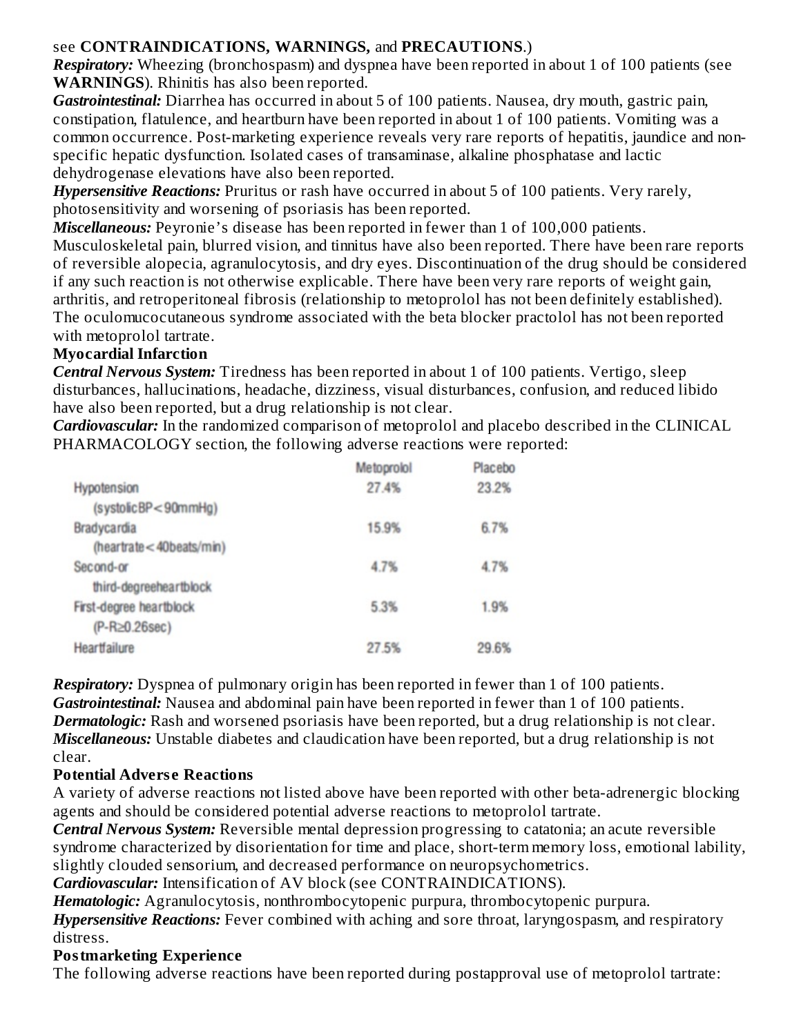see **CONTRAINDICATIONS, WARNINGS,** and **PRECAUTIONS**.)

***Respiratory:*** Wheezing (bronchospasm) and dyspnea have been reported in about 1 of 100 patients (see **WARNINGS**). Rhinitis has also been reported.

***Gastrointestinal:*** Diarrhea has occurred in about 5 of 100 patients. Nausea, dry mouth, gastric pain, constipation, flatulence, and heartburn have been reported in about 1 of 100 patients. Vomiting was a common occurrence. Post-marketing experience reveals very rare reports of hepatitis, jaundice and non-specific hepatic dysfunction. Isolated cases of transaminase, alkaline phosphatase and lactic dehydrogenase elevations have also been reported.

***Hypersensitive Reactions:*** Pruritus or rash have occurred in about 5 of 100 patients. Very rarely, photosensitivity and worsening of psoriasis has been reported.

***Miscellaneous:*** Peyronie's disease has been reported in fewer than 1 of 100,000 patients. Musculoskeletal pain, blurred vision, and tinnitus have also been reported. There have been rare reports of reversible alopecia, agranulocytosis, and dry eyes. Discontinuation of the drug should be considered if any such reaction is not otherwise explicable. There have been very rare reports of weight gain, arthritis, and retroperitoneal fibrosis (relationship to metoprolol has not been definitely established). The oculomucocutaneous syndrome associated with the beta blocker practolol has not been reported with metoprolol tartrate.

**Myocardial Infarction**

***Central Nervous System:*** Tiredness has been reported in about 1 of 100 patients. Vertigo, sleep disturbances, hallucinations, headache, dizziness, visual disturbances, confusion, and reduced libido have also been reported, but a drug relationship is not clear.

***Cardiovascular:*** In the randomized comparison of metoprolol and placebo described in the CLINICAL PHARMACOLOGY section, the following adverse reactions were reported:

| | Metoprolol | Placebo |
|---|---|---|
| Hypotension (systolic BP < 90 mmHg) | 27.4% | 23.2% |
| Bradycardia (heart rate < 40 beats/min) | 15.9% | 6.7% |
| Second- or third-degree heart block | 4.7% | 4.7% |
| First-degree heart block (P-R ≥ 0.26 sec) | 5.3% | 1.9% |
| Heart failure | 27.5% | 29.6% |

***Respiratory:*** Dyspnea of pulmonary origin has been reported in fewer than 1 of 100 patients.

***Gastrointestinal:*** Nausea and abdominal pain have been reported in fewer than 1 of 100 patients.

***Dermatologic:*** Rash and worsened psoriasis have been reported, but a drug relationship is not clear.

***Miscellaneous:*** Unstable diabetes and claudication have been reported, but a drug relationship is not clear.

**Potential Adverse Reactions**

A variety of adverse reactions not listed above have been reported with other beta-adrenergic blocking agents and should be considered potential adverse reactions to metoprolol tartrate.

***Central Nervous System:*** Reversible mental depression progressing to catatonia; an acute reversible syndrome characterized by disorientation for time and place, short-term memory loss, emotional lability, slightly clouded sensorium, and decreased performance on neuropsychometrics.

***Cardiovascular:*** Intensification of AV block (see CONTRAINDICATIONS).

***Hematologic:*** Agranulocytosis, nonthrombocytopenic purpura, thrombocytopenic purpura.

***Hypersensitive Reactions:*** Fever combined with aching and sore throat, laryngospasm, and respiratory distress.

**Postmarketing Experience**

The following adverse reactions have been reported during postapproval use of metoprolol tartrate: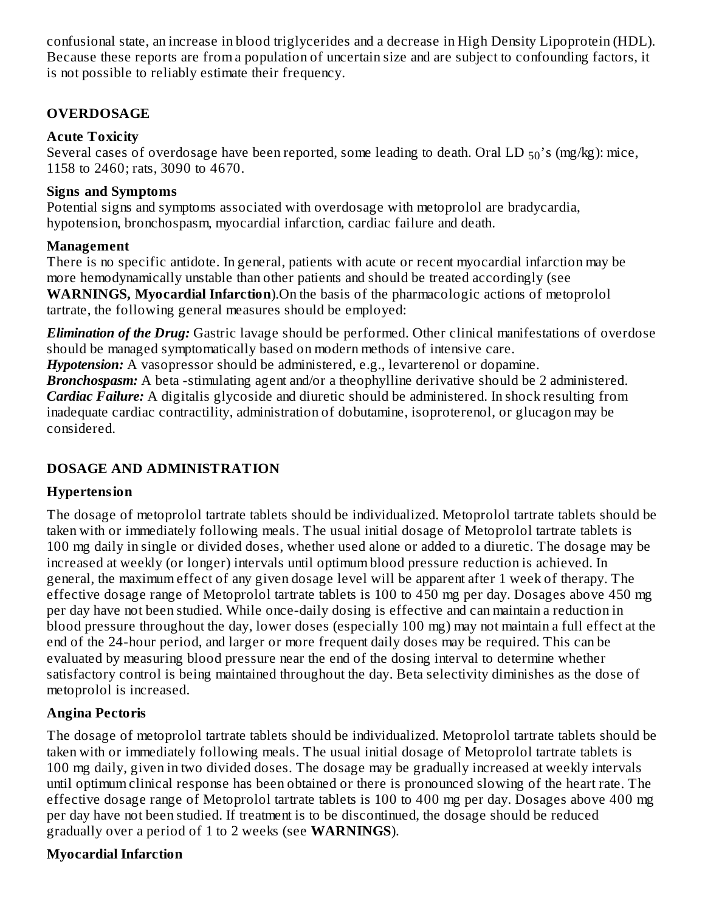confusional state, an increase in blood triglycerides and a decrease in High Density Lipoprotein (HDL). Because these reports are from a population of uncertain size and are subject to confounding factors, it is not possible to reliably estimate their frequency.

## OVERDOSAGE

### Acute Toxicity

Several cases of overdosage have been reported, some leading to death. Oral $LD_{50}$'s (mg/kg): mice, 1158 to 2460; rats, 3090 to 4670.

### Signs and Symptoms

Potential signs and symptoms associated with overdosage with metoprolol are bradycardia, hypotension, bronchospasm, myocardial infarction, cardiac failure and death.

### Management

There is no specific antidote. In general, patients with acute or recent myocardial infarction may be more hemodynamically unstable than other patients and should be treated accordingly (see **WARNINGS, Myocardial Infarction**).On the basis of the pharmacologic actions of metoprolol tartrate, the following general measures should be employed:

***Elimination of the Drug:*** Gastric lavage should be performed. Other clinical manifestations of overdose should be managed symptomatically based on modern methods of intensive care.
***Hypotension:*** A vasopressor should be administered, e.g., levarterenol or dopamine.
***Bronchospasm:*** A beta -stimulating agent and/or a theophylline derivative should be 2 administered.
***Cardiac Failure:*** A digitalis glycoside and diuretic should be administered. In shock resulting from inadequate cardiac contractility, administration of dobutamine, isoproterenol, or glucagon may be considered.

## DOSAGE AND ADMINISTRATION

### Hypertension

The dosage of metoprolol tartrate tablets should be individualized. Metoprolol tartrate tablets should be taken with or immediately following meals. The usual initial dosage of Metoprolol tartrate tablets is 100 mg daily in single or divided doses, whether used alone or added to a diuretic. The dosage may be increased at weekly (or longer) intervals until optimum blood pressure reduction is achieved. In general, the maximum effect of any given dosage level will be apparent after 1 week of therapy. The effective dosage range of Metoprolol tartrate tablets is 100 to 450 mg per day. Dosages above 450 mg per day have not been studied. While once-daily dosing is effective and can maintain a reduction in blood pressure throughout the day, lower doses (especially 100 mg) may not maintain a full effect at the end of the 24-hour period, and larger or more frequent daily doses may be required. This can be evaluated by measuring blood pressure near the end of the dosing interval to determine whether satisfactory control is being maintained throughout the day. Beta selectivity diminishes as the dose of metoprolol is increased.

### Angina Pectoris

The dosage of metoprolol tartrate tablets should be individualized. Metoprolol tartrate tablets should be taken with or immediately following meals. The usual initial dosage of Metoprolol tartrate tablets is 100 mg daily, given in two divided doses. The dosage may be gradually increased at weekly intervals until optimum clinical response has been obtained or there is pronounced slowing of the heart rate. The effective dosage range of Metoprolol tartrate tablets is 100 to 400 mg per day. Dosages above 400 mg per day have not been studied. If treatment is to be discontinued, the dosage should be reduced gradually over a period of 1 to 2 weeks (see **WARNINGS**).

### Myocardial Infarction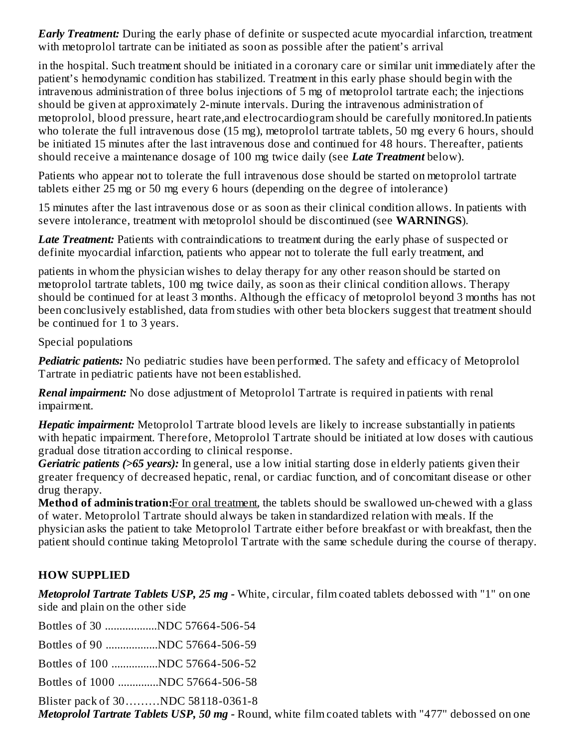***Early Treatment:*** During the early phase of definite or suspected acute myocardial infarction, treatment with metoprolol tartrate can be initiated as soon as possible after the patient's arrival

in the hospital. Such treatment should be initiated in a coronary care or similar unit immediately after the patient's hemodynamic condition has stabilized. Treatment in this early phase should begin with the intravenous administration of three bolus injections of 5 mg of metoprolol tartrate each; the injections should be given at approximately 2-minute intervals. During the intravenous administration of metoprolol, blood pressure, heart rate,and electrocardiogram should be carefully monitored.In patients who tolerate the full intravenous dose (15 mg), metoprolol tartrate tablets, 50 mg every 6 hours, should be initiated 15 minutes after the last intravenous dose and continued for 48 hours. Thereafter, patients should receive a maintenance dosage of 100 mg twice daily (see ***Late Treatment*** below).

Patients who appear not to tolerate the full intravenous dose should be started on metoprolol tartrate tablets either 25 mg or 50 mg every 6 hours (depending on the degree of intolerance)

15 minutes after the last intravenous dose or as soon as their clinical condition allows. In patients with severe intolerance, treatment with metoprolol should be discontinued (see **WARNINGS**).

***Late Treatment:*** Patients with contraindications to treatment during the early phase of suspected or definite myocardial infarction, patients who appear not to tolerate the full early treatment, and

patients in whom the physician wishes to delay therapy for any other reason should be started on metoprolol tartrate tablets, 100 mg twice daily, as soon as their clinical condition allows. Therapy should be continued for at least 3 months. Although the efficacy of metoprolol beyond 3 months has not been conclusively established, data from studies with other beta blockers suggest that treatment should be continued for 1 to 3 years.

Special populations

***Pediatric patients:*** No pediatric studies have been performed. The safety and efficacy of Metoprolol Tartrate in pediatric patients have not been established.

***Renal impairment:*** No dose adjustment of Metoprolol Tartrate is required in patients with renal impairment.

***Hepatic impairment:*** Metoprolol Tartrate blood levels are likely to increase substantially in patients with hepatic impairment. Therefore, Metoprolol Tartrate should be initiated at low doses with cautious gradual dose titration according to clinical response.

***Geriatric patients (>65 years):*** In general, use a low initial starting dose in elderly patients given their greater frequency of decreased hepatic, renal, or cardiac function, and of concomitant disease or other drug therapy.

**Method of administration:**<u>For oral treatment</u>, the tablets should be swallowed un-chewed with a glass of water. Metoprolol Tartrate should always be taken in standardized relation with meals. If the physician asks the patient to take Metoprolol Tartrate either before breakfast or with breakfast, then the patient should continue taking Metoprolol Tartrate with the same schedule during the course of therapy.

## HOW SUPPLIED

***Metoprolol Tartrate Tablets USP, 25 mg -*** White, circular, film coated tablets debossed with "1" on one side and plain on the other side

Bottles of 30 ..................NDC 57664-506-54

Bottles of 90 ..................NDC 57664-506-59

Bottles of 100 ................NDC 57664-506-52

Bottles of 1000 ..............NDC 57664-506-58

Blister pack of 30………NDC 58118-0361-8

***Metoprolol Tartrate Tablets USP, 50 mg -*** Round, white film coated tablets with "477" debossed on one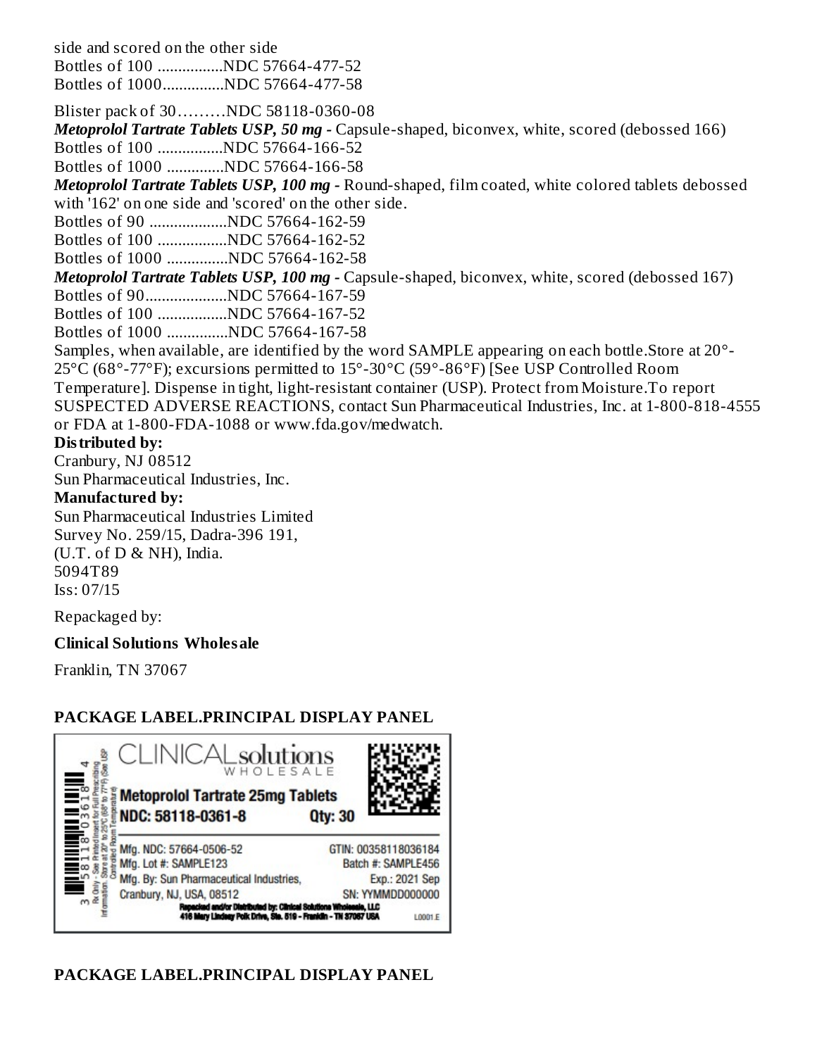side and scored on the other side
Bottles of 100 ................NDC 57664-477-52
Bottles of 1000...............NDC 57664-477-58

Blister pack of 30………NDC 58118-0360-08

***Metoprolol Tartrate Tablets USP, 50 mg -*** Capsule-shaped, biconvex, white, scored (debossed 166)
Bottles of 100 ................NDC 57664-166-52
Bottles of 1000 ..............NDC 57664-166-58

***Metoprolol Tartrate Tablets USP, 100 mg -*** Round-shaped, film coated, white colored tablets debossed with '162' on one side and 'scored' on the other side.
Bottles of 90 ...................NDC 57664-162-59
Bottles of 100 .................NDC 57664-162-52
Bottles of 1000 ...............NDC 57664-162-58

***Metoprolol Tartrate Tablets USP, 100 mg -*** Capsule-shaped, biconvex, white, scored (debossed 167)
Bottles of 90....................NDC 57664-167-59
Bottles of 100 .................NDC 57664-167-52
Bottles of 1000 ...............NDC 57664-167-58

Samples, when available, are identified by the word SAMPLE appearing on each bottle.Store at 20°-25°C (68°-77°F); excursions permitted to 15°-30°C (59°-86°F) [See USP Controlled Room Temperature]. Dispense in tight, light-resistant container (USP). Protect from Moisture.To report SUSPECTED ADVERSE REACTIONS, contact Sun Pharmaceutical Industries, Inc. at 1-800-818-4555 or FDA at 1-800-FDA-1088 or www.fda.gov/medwatch.

**Distributed by:**
Cranbury, NJ 08512
Sun Pharmaceutical Industries, Inc.

**Manufactured by:**
Sun Pharmaceutical Industries Limited
Survey No. 259/15, Dadra-396 191,
(U.T. of D & NH), India.
5094T89
Iss: 07/15

Repackaged by:

**Clinical Solutions Wholesale**

Franklin, TN 37067

## PACKAGE LABEL.PRINCIPAL DISPLAY PANEL

CLINICAL solutions WHOLESALE
Metoprolol Tartrate 25mg Tablets
NDC: 58118-0361-8 Qty: 30
Mfg. NDC: 57664-0506-52 GTIN: 00358118036184
Mfg. Lot #: SAMPLE123 Batch #: SAMPLE456
Mfg. By: Sun Pharmaceutical Industries, Exp.: 2021 Sep
Cranbury, NJ, USA, 08512 SN: YYMMDD000000
Repacked and/or Distributed by: Clinical Solutions Wholesale, LLC
416 Mary Lindsay Polk Drive, Ste. 519 - Franklin - TN 37067 USA L0001.E
Rx Only - See Printed Insert for Full Prescribing Information. Store at 20° to 25°C (68° to 77°F) (See USP Controlled Room Temperature)

## PACKAGE LABEL.PRINCIPAL DISPLAY PANEL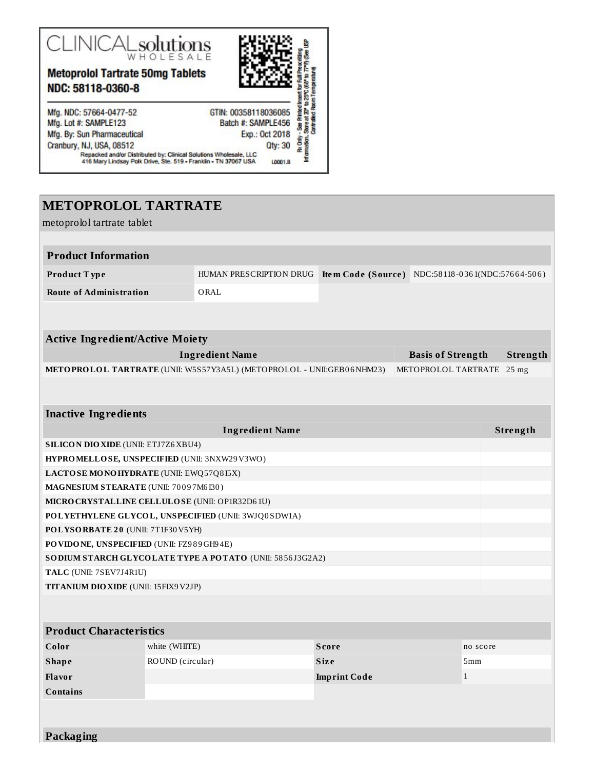CLINICAL solutions WHOLESALE

**Metoprolol Tartrate 50mg Tablets**
**NDC: 58118-0360-8**

Mfg. NDC: 57664-0477-52
Mfg. Lot #: SAMPLE123
Mfg. By: Sun Pharmaceutical
Cranbury, NJ, USA, 08512

GTIN: 00358118036085
Batch #: SAMPLE456
Exp.: Oct 2018
Qty: 30

Repacked and/or Distributed by: Clinical Solutions Wholesale, LLC
416 Mary Lindsay Polk Drive, Ste. 519 • Franklin • TN 37067 USA

L0001.B

Rx Only - See Printed Insert for Full Prescribing Information. Store at 20° to 25°C (68° to 77°F) (See USP Controlled Room Temperature)

# METOPROLOL TARTRATE

metoprolol tartrate tablet

| Product Information | | | |
|---|---|---|---|
| **Product Type** | HUMAN PRESCRIPTION DRUG | **Item Code (Source)** | NDC:58118-0361(NDC:57664-506) |
| **Route of Administration** | ORAL | | |

| Active Ingredient/Active Moiety | | |
|---|---|---|
| **Ingredient Name** | **Basis of Strength** | **Strength** |
| **METOPROLOL TARTRATE** (UNII: W5S57Y3A5L) (METOPROLOL - UNII:GEB06NHM23) | METOPROLOL TARTRATE | 25 mg |

| Inactive Ingredients | |
|---|---|
| **Ingredient Name** | **Strength** |
| **SILICON DIOXIDE** (UNII: ETJ7Z6XBU4) | |
| **HYPROMELLOSE, UNSPECIFIED** (UNII: 3NXW29V3WO) | |
| **LACTOSE MONOHYDRATE** (UNII: EWQ57Q8I5X) | |
| **MAGNESIUM STEARATE** (UNII: 70097M6I30) | |
| **MICROCRYSTALLINE CELLULOSE** (UNII: OP1R32D61U) | |
| **POLYETHYLENE GLYCOL, UNSPECIFIED** (UNII: 3WJQ0SDW1A) | |
| **POLYSORBATE 20** (UNII: 7T1F30V5YH) | |
| **POVIDONE, UNSPECIFIED** (UNII: FZ989GH94E) | |
| **SODIUM STARCH GLYCOLATE TYPE A POTATO** (UNII: 5856J3G2A2) | |
| **TALC** (UNII: 7SEV7J4R1U) | |
| **TITANIUM DIOXIDE** (UNII: 15FIX9V2JP) | |

| Product Characteristics | | | |
|---|---|---|---|
| **Color** | white (WHITE) | **Score** | no score |
| **Shape** | ROUND (circular) | **Size** | 5mm |
| **Flavor** | | **Imprint Code** | 1 |
| **Contains** | | | |

## Packaging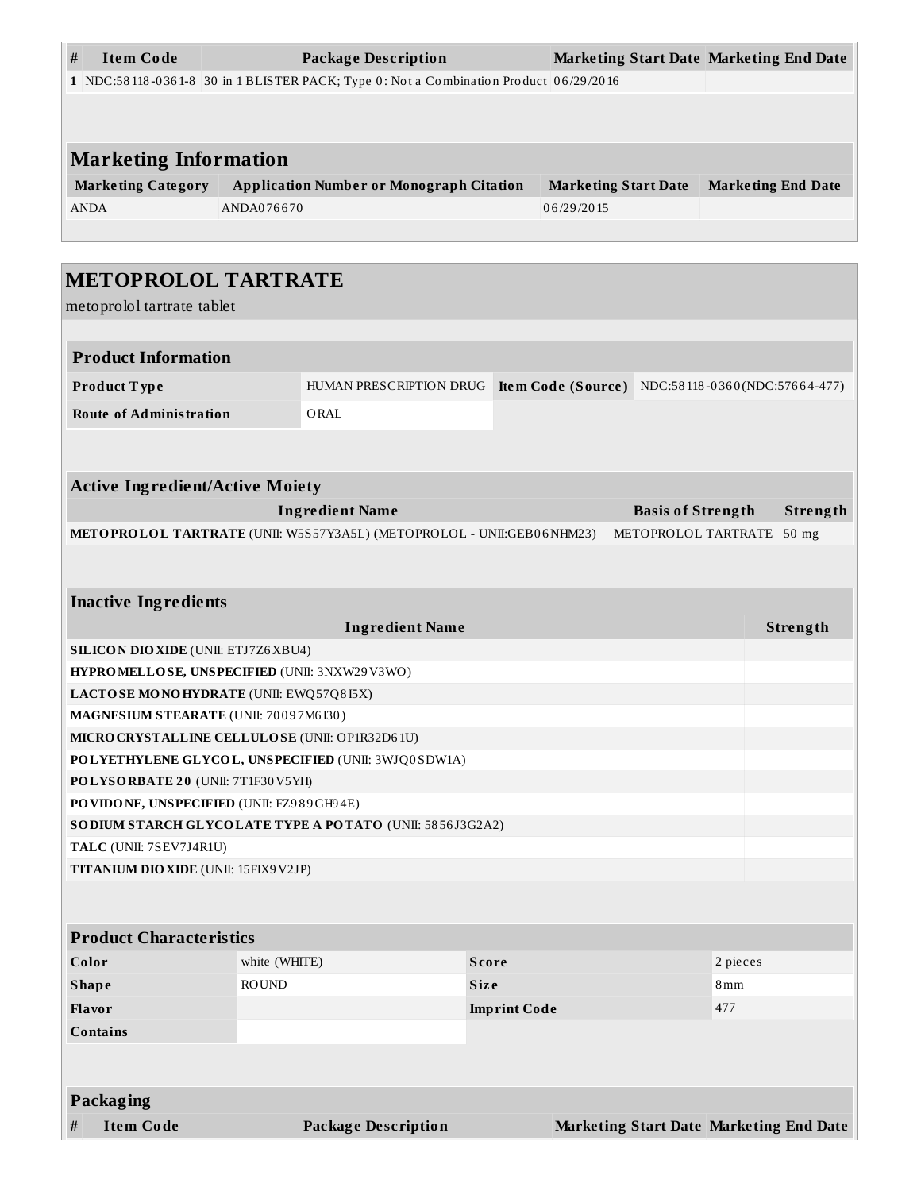| # | Item Code | Package Description | Marketing Start Date | Marketing End Date |
|---|---|---|---|---|
| 1 | NDC:58118-0361-8 | 30 in 1 BLISTER PACK; Type 0: Not a Combination Product | 06/29/2016 | |

## Marketing Information

| Marketing Category | Application Number or Monograph Citation | Marketing Start Date | Marketing End Date |
|---|---|---|---|
| ANDA | ANDA076670 | 06/29/2015 | |

# METOPROLOL TARTRATE

metoprolol tartrate tablet

## Product Information

| | | | |
|---|---|---|---|
| **Product Type** | HUMAN PRESCRIPTION DRUG | **Item Code (Source)** | NDC:58118-0360(NDC:57664-477) |
| **Route of Administration** | ORAL | | |

## Active Ingredient/Active Moiety

| Ingredient Name | Basis of Strength | Strength |
|---|---|---|
| **METOPROLOL TARTRATE** (UNII: W5S57Y3A5L) (METOPROLOL - UNII:GEB06NHM23) | METOPROLOL TARTRATE | 50 mg |

## Inactive Ingredients

| Ingredient Name | Strength |
|---|---|
| **SILICON DIOXIDE** (UNII: ETJ7Z6XBU4) | |
| **HYPROMELLOSE, UNSPECIFIED** (UNII: 3NXW29V3WO) | |
| **LACTOSE MONOHYDRATE** (UNII: EWQ57Q8I5X) | |
| **MAGNESIUM STEARATE** (UNII: 70097M6I30) | |
| **MICROCRYSTALLINE CELLULOSE** (UNII: OP1R32D61U) | |
| **POLYETHYLENE GLYCOL, UNSPECIFIED** (UNII: 3WJQ0SDW1A) | |
| **POLYSORBATE 20** (UNII: 7T1F30V5YH) | |
| **POVIDONE, UNSPECIFIED** (UNII: FZ989GH94E) | |
| **SODIUM STARCH GLYCOLATE TYPE A POTATO** (UNII: 5856J3G2A2) | |
| **TALC** (UNII: 7SEV7J4R1U) | |
| **TITANIUM DIOXIDE** (UNII: 15FIX9V2JP) | |

## Product Characteristics

| | | | |
|---|---|---|---|
| **Color** | white (WHITE) | **Score** | 2 pieces |
| **Shape** | ROUND | **Size** | 8mm |
| **Flavor** | | **Imprint Code** | 477 |
| **Contains** | | | |

## Packaging

| # | Item Code | Package Description | Marketing Start Date | Marketing End Date |
|---|---|---|---|---|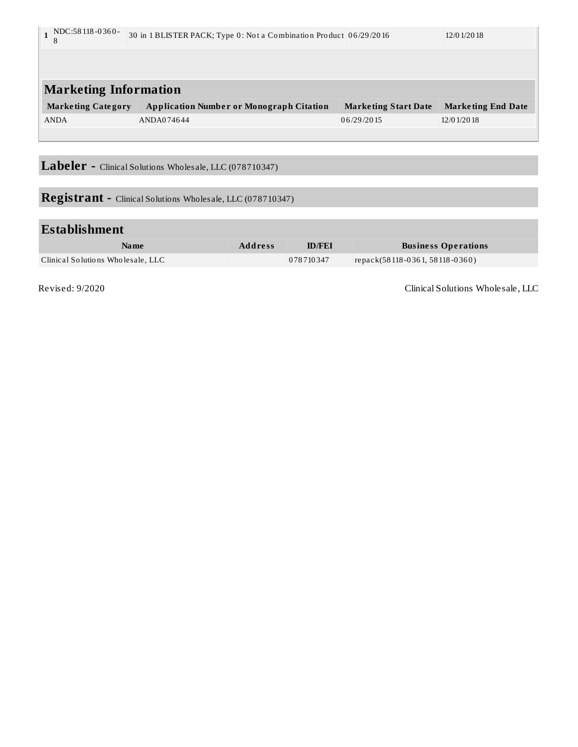| | | | | |
|---|---|---|---|---|
| 1 | NDC:58118-0360-8 | 30 in 1 BLISTER PACK; Type 0: Not a Combination Product | 06/29/2016 | 12/01/2018 |

## Marketing Information

| Marketing Category | Application Number or Monograph Citation | Marketing Start Date | Marketing End Date |
|---|---|---|---|
| ANDA | ANDA074644 | 06/29/2015 | 12/01/2018 |

## Labeler - Clinical Solutions Wholesale, LLC (078710347)

## Registrant - Clinical Solutions Wholesale, LLC (078710347)

## Establishment

| Name | Address | ID/FEI | Business Operations |
|---|---|---|---|
| Clinical Solutions Wholesale, LLC | | 078710347 | repack(58118-0361, 58118-0360) |

Revised: 9/2020

Clinical Solutions Wholesale, LLC